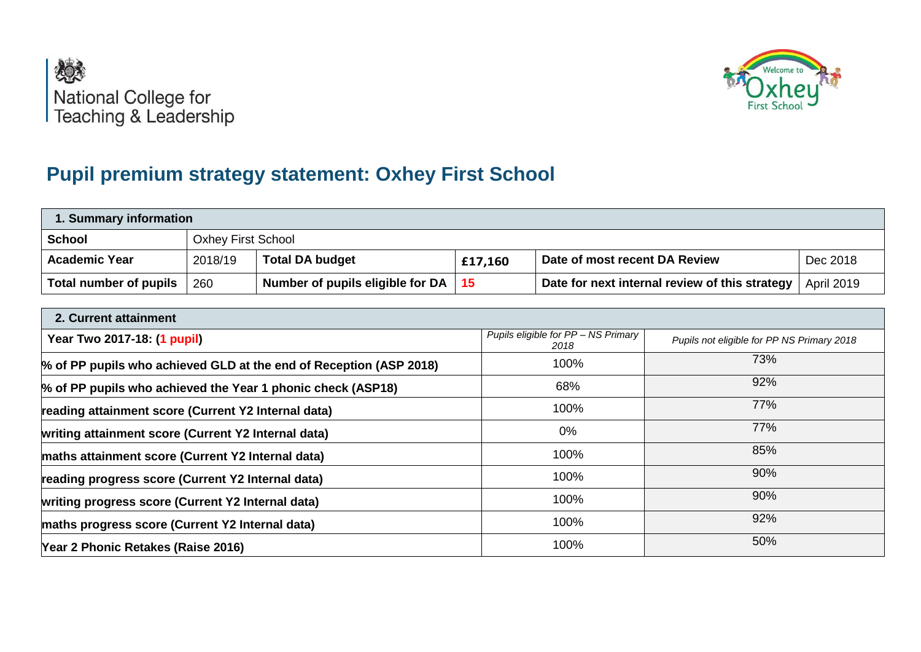National College for Teaching & Leadership

Welcome to Oxhey First School

# Pupil premium strategy statement: Oxhey First School

| 1. Summary information | | | | | |
|---|---|---|---|---|---|
| **School** | Oxhey First School | | | | |
| **Academic Year** | 2018/19 | **Total DA budget** | **£17,160** | **Date of most recent DA Review** | Dec 2018 |
| **Total number of pupils** | 260 | **Number of pupils eligible for DA** | **15** | **Date for next internal review of this strategy** | April 2019 |

| 2. Current attainment | | |
|---|---|---|
| **Year Two 2017-18: (1 pupil)** | *Pupils eligible for PP – NS Primary 2018* | *Pupils not eligible for PP NS Primary 2018* |
| **% of PP pupils who achieved GLD at the end of Reception (ASP 2018)** | 100% | 73% |
| **% of PP pupils who achieved the Year 1 phonic check (ASP18)** | 68% | 92% |
| **reading attainment score (Current Y2 Internal data)** | 100% | 77% |
| **writing attainment score (Current Y2 Internal data)** | 0% | 77% |
| **maths attainment score (Current Y2 Internal data)** | 100% | 85% |
| **reading progress score (Current Y2 Internal data)** | 100% | 90% |
| **writing progress score (Current Y2 Internal data)** | 100% | 90% |
| **maths progress score (Current Y2 Internal data)** | 100% | 92% |
| **Year 2 Phonic Retakes (Raise 2016)** | 100% | 50% |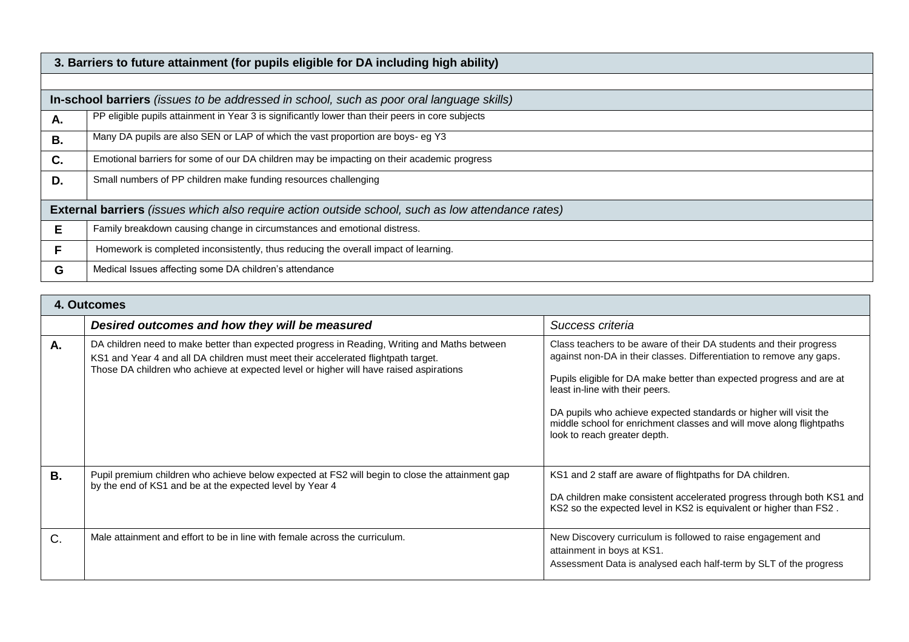| **3. Barriers to future attainment (for pupils eligible for DA including high ability)** | |
|---|---|
| | |
| **In-school barriers** *(issues to be addressed in school, such as poor oral language skills)* | |
| **A.** | PP eligible pupils attainment in Year 3 is significantly lower than their peers in core subjects |
| **B.** | Many DA pupils are also SEN or LAP of which the vast proportion are boys- eg Y3 |
| **C.** | Emotional barriers for some of our DA children may be impacting on their academic progress |
| **D.** | Small numbers of PP children make funding resources challenging |
| **External barriers** *(issues which also require action outside school, such as low attendance rates)* | |
| **E** | Family breakdown causing change in circumstances and emotional distress. |
| **F** | Homework is completed inconsistently, thus reducing the overall impact of learning. |
| **G** | Medical Issues affecting some DA children's attendance |

| **4. Outcomes** | | |
|---|---|---|
| | ***Desired outcomes and how they will be measured*** | *Success criteria* |
| **A.** | DA children need to make better than expected progress in Reading, Writing and Maths between KS1 and Year 4 and all DA children must meet their accelerated flightpath target.<br>Those DA children who achieve at expected level or higher will have raised aspirations | Class teachers to be aware of their DA students and their progress against non-DA in their classes. Differentiation to remove any gaps.<br><br>Pupils eligible for DA make better than expected progress and are at least in-line with their peers.<br><br>DA pupils who achieve expected standards or higher will visit the middle school for enrichment classes and will move along flightpaths look to reach greater depth. |
| **B.** | Pupil premium children who achieve below expected at FS2 will begin to close the attainment gap by the end of KS1 and be at the expected level by Year 4 | KS1 and 2 staff are aware of flightpaths for DA children.<br><br>DA children make consistent accelerated progress through both KS1 and KS2 so the expected level in KS2 is equivalent or higher than FS2 . |
| C. | Male attainment and effort to be in line with female across the curriculum. | New Discovery curriculum is followed to raise engagement and attainment in boys at KS1.<br>Assessment Data is analysed each half-term by SLT of the progress |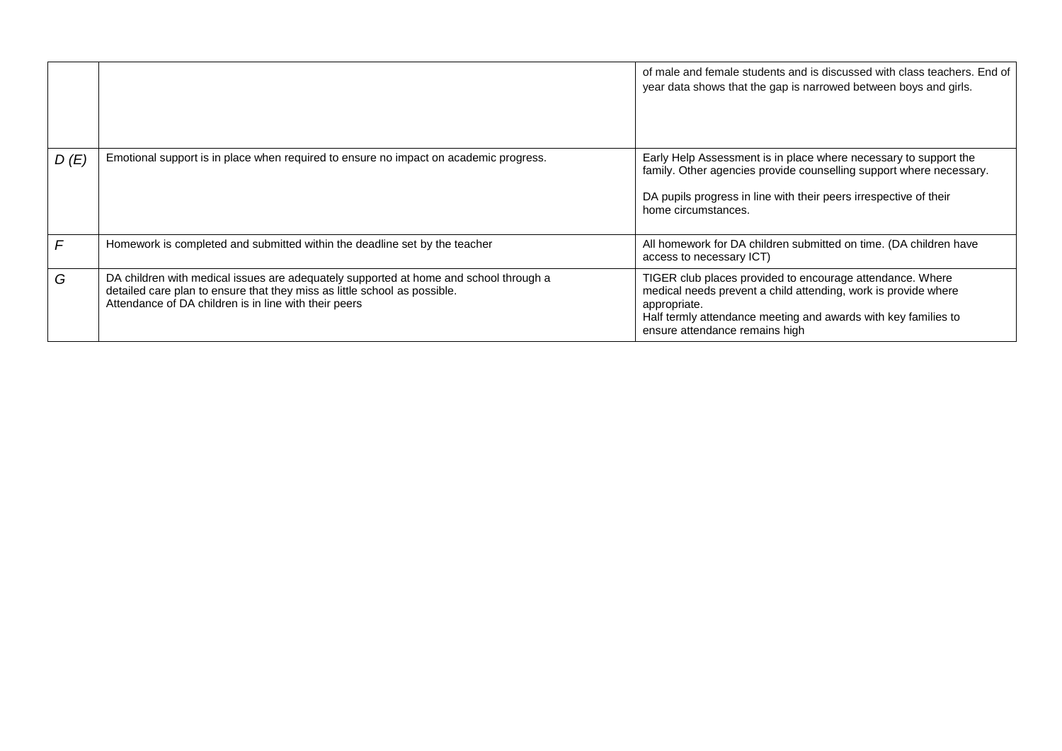| | | |
|---|---|---|
| | | of male and female students and is discussed with class teachers. End of year data shows that the gap is narrowed between boys and girls. |
| *D (E)* | Emotional support is in place when required to ensure no impact on academic progress. | Early Help Assessment is in place where necessary to support the family. Other agencies provide counselling support where necessary.<br><br>DA pupils progress in line with their peers irrespective of their home circumstances. |
| *F* | Homework is completed and submitted within the deadline set by the teacher | All homework for DA children submitted on time. (DA children have access to necessary ICT) |
| *G* | DA children with medical issues are adequately supported at home and school through a detailed care plan to ensure that they miss as little school as possible.<br>Attendance of DA children is in line with their peers | TIGER club places provided to encourage attendance. Where medical needs prevent a child attending, work is provide where appropriate.<br>Half termly attendance meeting and awards with key families to ensure attendance remains high |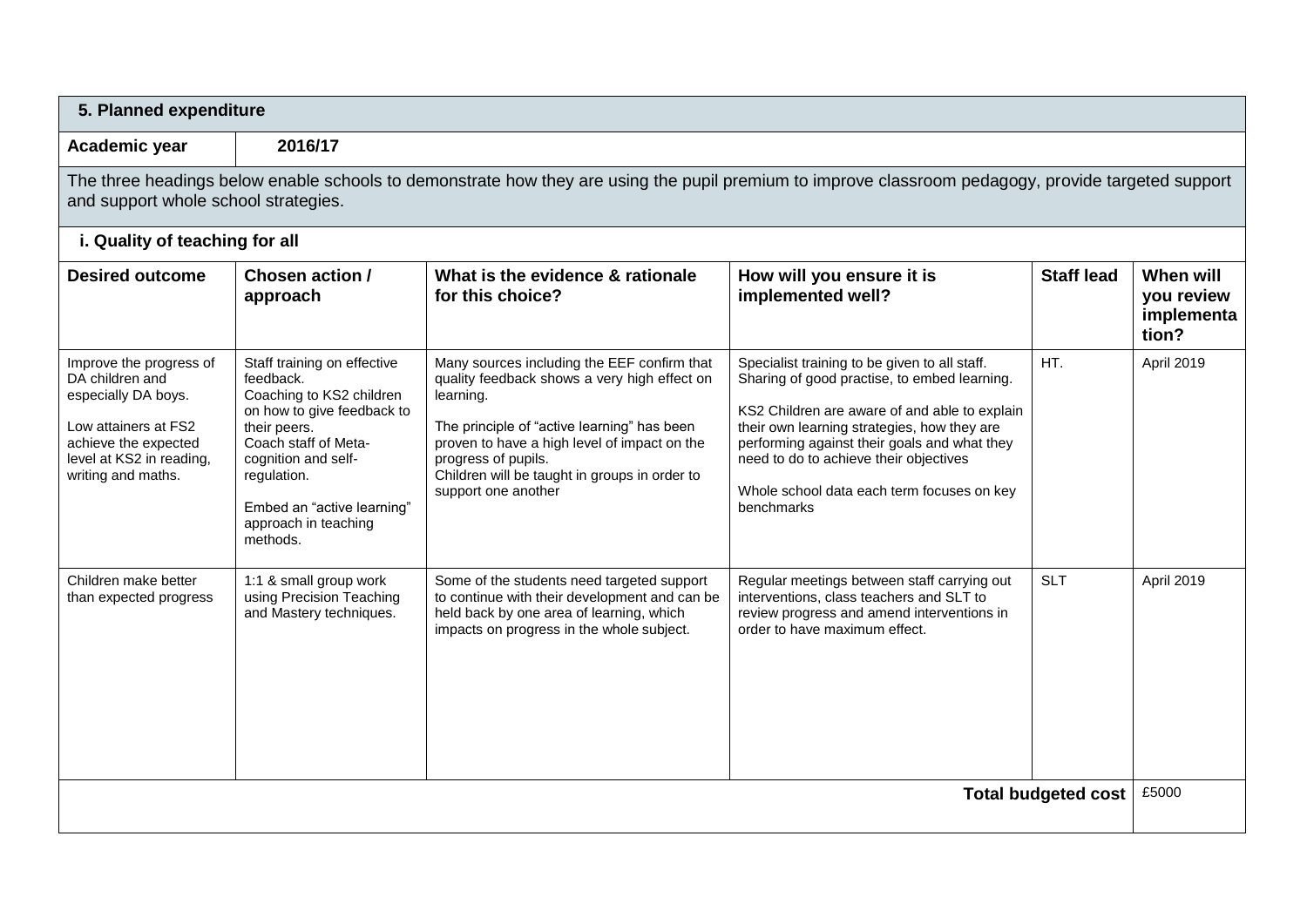## 5. Planned expenditure

**Academic year** 2016/17

The three headings below enable schools to demonstrate how they are using the pupil premium to improve classroom pedagogy, provide targeted support and support whole school strategies.

### i. Quality of teaching for all

| Desired outcome | Chosen action / approach | What is the evidence & rationale for this choice? | How will you ensure it is implemented well? | Staff lead | When will you review implementation? |
|---|---|---|---|---|---|
| Improve the progress of DA children and especially DA boys.<br><br>Low attainers at FS2 achieve the expected level at KS2 in reading, writing and maths. | Staff training on effective feedback.<br>Coaching to KS2 children on how to give feedback to their peers.<br>Coach staff of Meta-cognition and self-regulation.<br><br>Embed an "active learning" approach in teaching methods. | Many sources including the EEF confirm that quality feedback shows a very high effect on learning.<br><br>The principle of "active learning" has been proven to have a high level of impact on the progress of pupils.<br>Children will be taught in groups in order to support one another | Specialist training to be given to all staff.<br>Sharing of good practise, to embed learning.<br><br>KS2 Children are aware of and able to explain their own learning strategies, how they are performing against their goals and what they need to do to achieve their objectives<br><br>Whole school data each term focuses on key benchmarks | HT. | April 2019 |
| Children make better than expected progress | 1:1 & small group work using Precision Teaching and Mastery techniques. | Some of the students need targeted support to continue with their development and can be held back by one area of learning, which impacts on progress in the whole subject. | Regular meetings between staff carrying out interventions, class teachers and SLT to review progress and amend interventions in order to have maximum effect. | SLT | April 2019 |
| | | | | **Total budgeted cost** | £5000 |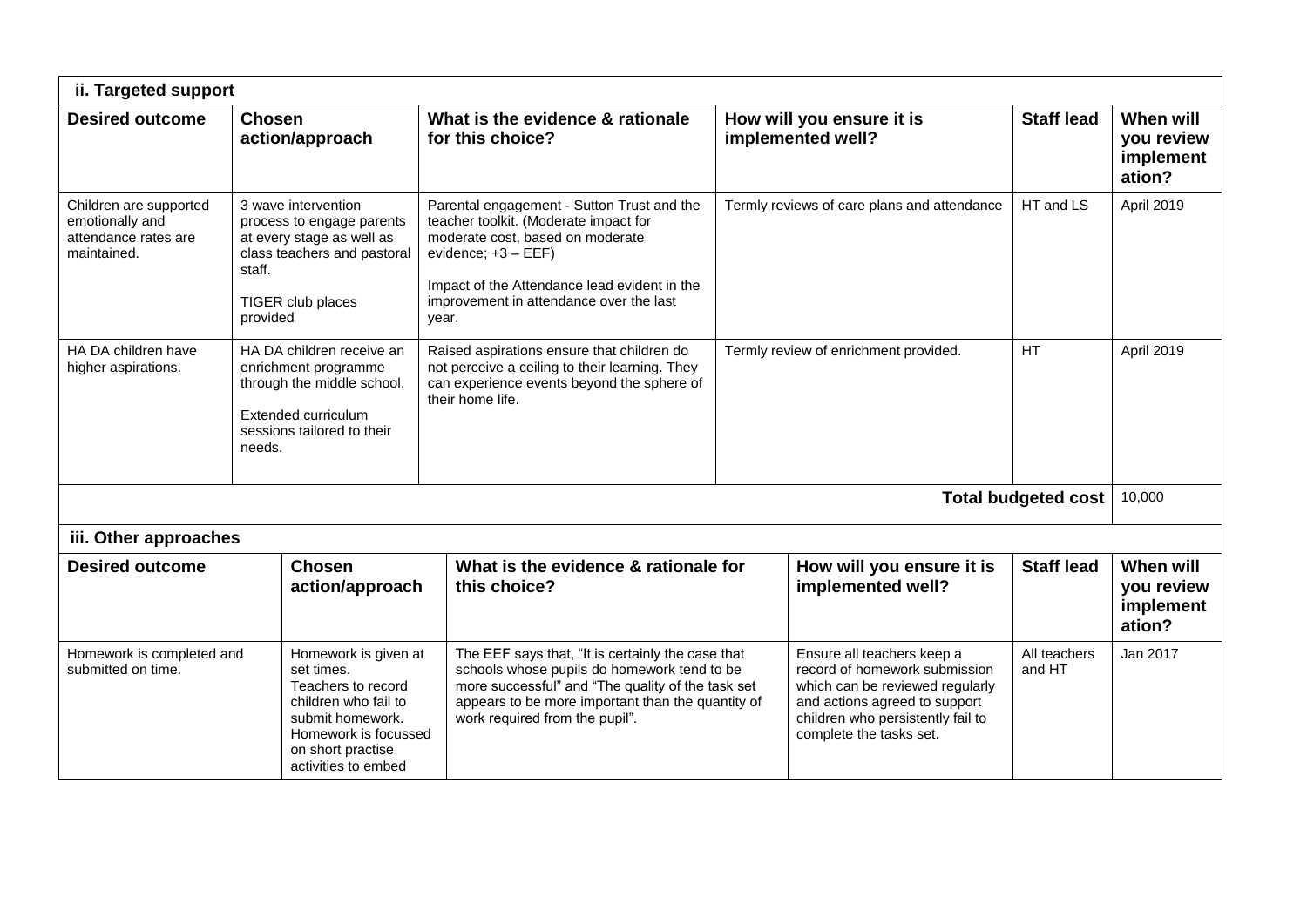### ii. Targeted support

| Desired outcome | Chosen action/approach | What is the evidence & rationale for this choice? | How will you ensure it is implemented well? | Staff lead | When will you review implementation? |
|---|---|---|---|---|---|
| Children are supported emotionally and attendance rates are maintained. | 3 wave intervention process to engage parents at every stage as well as class teachers and pastoral staff.<br><br>TIGER club places provided | Parental engagement - Sutton Trust and the teacher toolkit. (Moderate impact for moderate cost, based on moderate evidence; +3 – EEF)<br><br>Impact of the Attendance lead evident in the improvement in attendance over the last year. | Termly reviews of care plans and attendance | HT and LS | April 2019 |
| HA DA children have higher aspirations. | HA DA children receive an enrichment programme through the middle school.<br><br>Extended curriculum sessions tailored to their needs. | Raised aspirations ensure that children do not perceive a ceiling to their learning. They can experience events beyond the sphere of their home life. | Termly review of enrichment provided. | HT | April 2019 |
| | | | | **Total budgeted cost** | 10,000 |

### iii. Other approaches

| Desired outcome | Chosen action/approach | What is the evidence & rationale for this choice? | How will you ensure it is implemented well? | Staff lead | When will you review implementation? |
|---|---|---|---|---|---|
| Homework is completed and submitted on time. | Homework is given at set times.<br>Teachers to record children who fail to submit homework.<br>Homework is focussed on short practise activities to embed | The EEF says that, "It is certainly the case that schools whose pupils do homework tend to be more successful" and "The quality of the task set appears to be more important than the quantity of work required from the pupil". | Ensure all teachers keep a record of homework submission which can be reviewed regularly and actions agreed to support children who persistently fail to complete the tasks set. | All teachers and HT | Jan 2017 |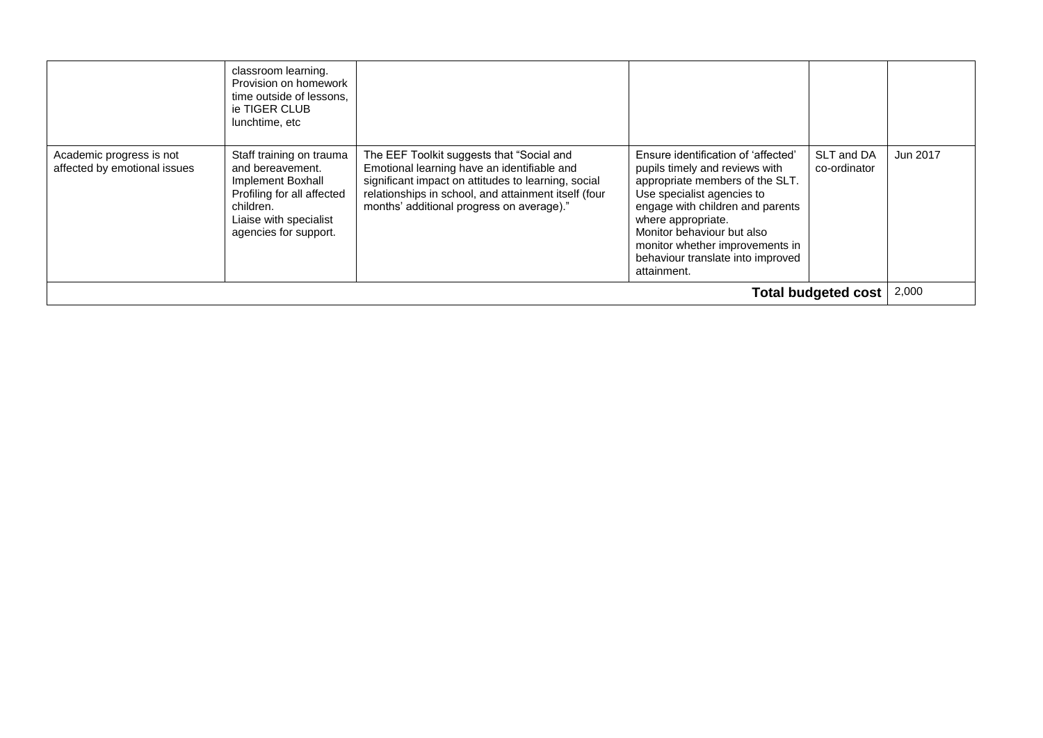| | | | | | |
|---|---|---|---|---|---|
| | classroom learning. Provision on homework time outside of lessons, ie TIGER CLUB lunchtime, etc | | | | |
| Academic progress is not affected by emotional issues | Staff training on trauma and bereavement. Implement Boxhall Profiling for all affected children. Liaise with specialist agencies for support. | The EEF Toolkit suggests that "Social and Emotional learning have an identifiable and significant impact on attitudes to learning, social relationships in school, and attainment itself (four months' additional progress on average)." | Ensure identification of 'affected' pupils timely and reviews with appropriate members of the SLT. Use specialist agencies to engage with children and parents where appropriate. Monitor behaviour but also monitor whether improvements in behaviour translate into improved attainment. | SLT and DA co-ordinator | Jun 2017 |
| | | | | **Total budgeted cost** | 2,000 |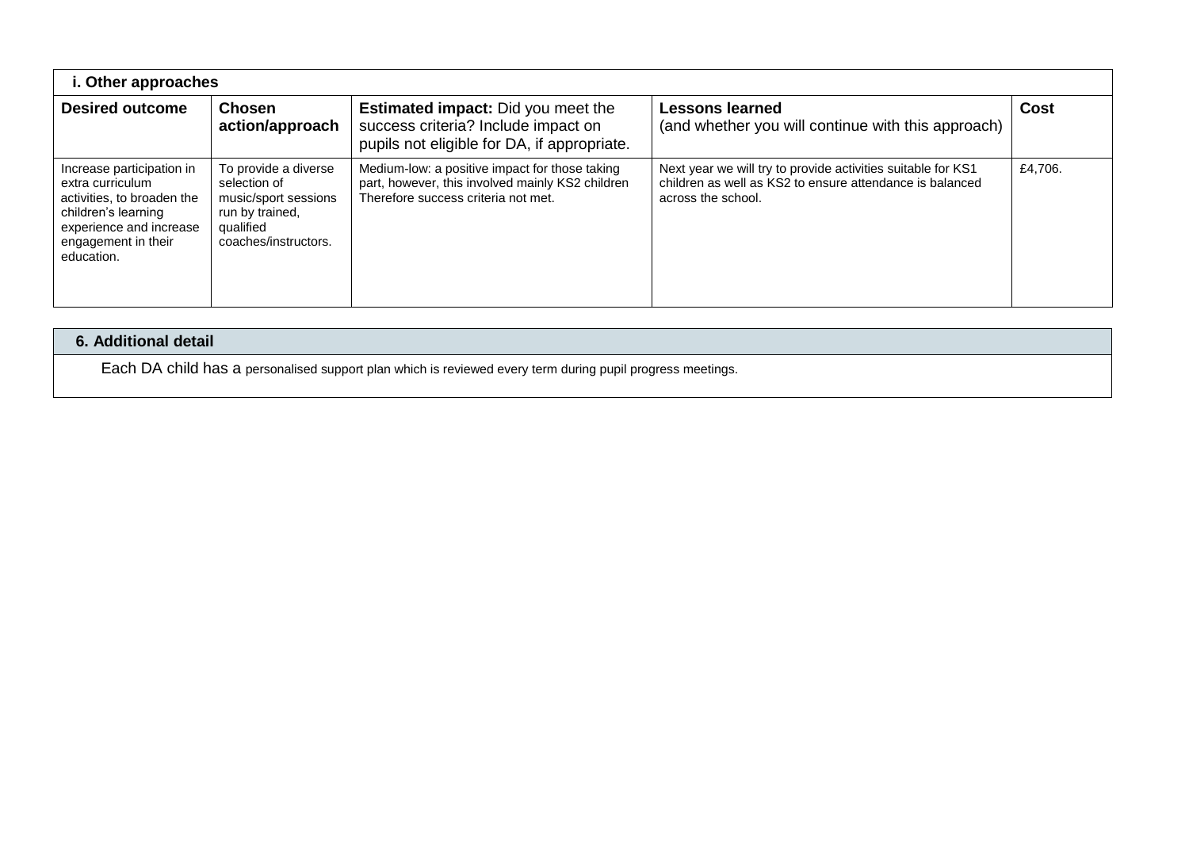| i. Other approaches | | | | |
|---|---|---|---|---|
| **Desired outcome** | **Chosen action/approach** | **Estimated impact:** Did you meet the success criteria? Include impact on pupils not eligible for DA, if appropriate. | **Lessons learned** (and whether you will continue with this approach) | **Cost** |
| Increase participation in extra curriculum activities, to broaden the children's learning experience and increase engagement in their education. | To provide a diverse selection of music/sport sessions run by trained, qualified coaches/instructors. | Medium-low: a positive impact for those taking part, however, this involved mainly KS2 children Therefore success criteria not met. | Next year we will try to provide activities suitable for KS1 children as well as KS2 to ensure attendance is balanced across the school. | £4,706. |

| 6. Additional detail |
|---|
| Each DA child has a personalised support plan which is reviewed every term during pupil progress meetings. |